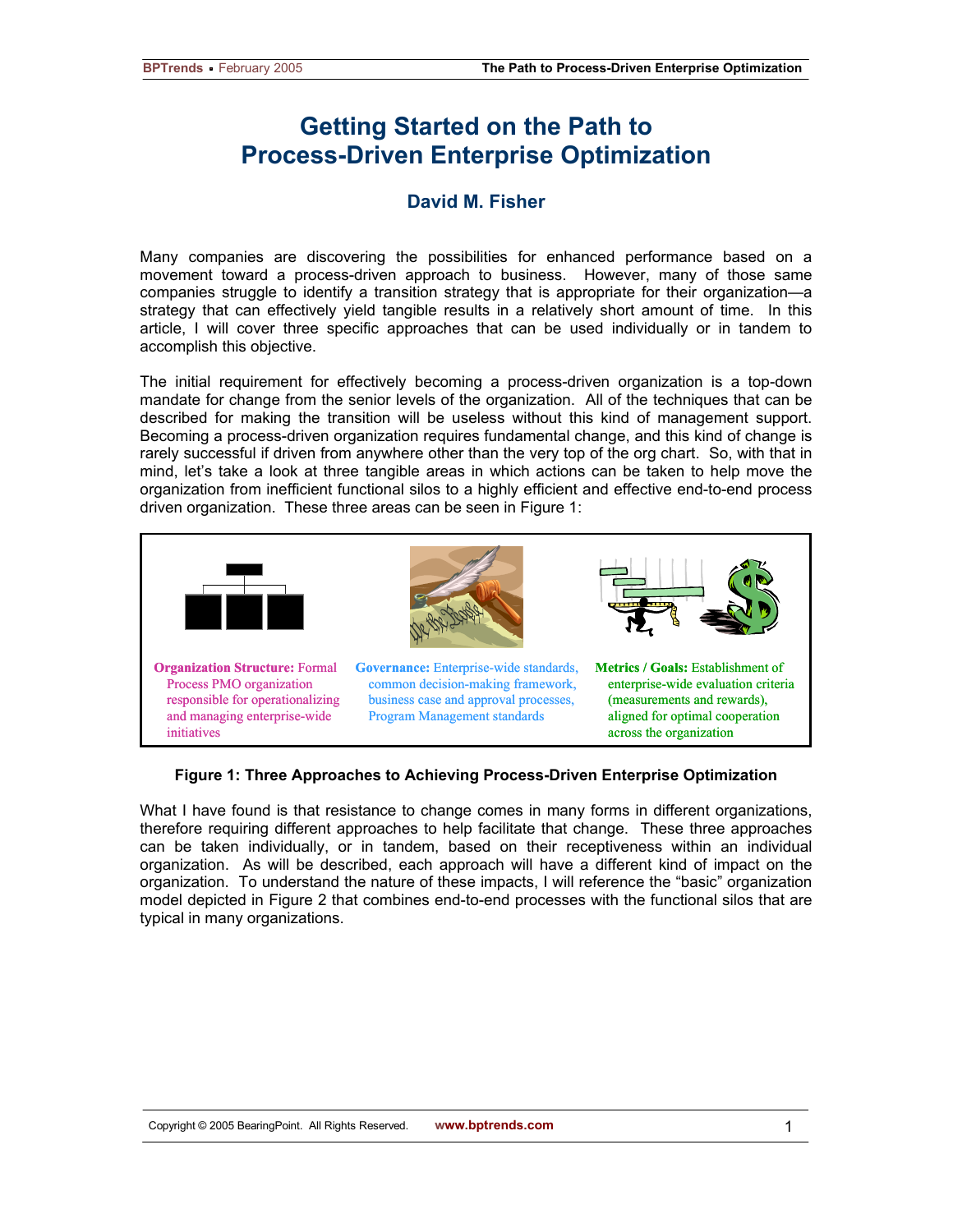# Getting Started on the Path to Process-Driven Enterprise Optimization

### David M. Fisher

Many companies are discovering the possibilities for enhanced performance based on a movement toward a process-driven approach to business. However, many of those same companies struggle to identify a transition strategy that is appropriate for their organization—a strategy that can effectively yield tangible results in a relatively short amount of time. In this article, I will cover three specific approaches that can be used individually or in tandem to accomplish this objective.

The initial requirement for effectively becoming a process-driven organization is a top-down mandate for change from the senior levels of the organization. All of the techniques that can be described for making the transition will be useless without this kind of management support. Becoming a process-driven organization requires fundamental change, and this kind of change is rarely successful if driven from anywhere other than the very top of the org chart. So, with that in mind, let's take a look at three tangible areas in which actions can be taken to help move the organization from inefficient functional silos to a highly efficient and effective end-to-end process driven organization. These three areas can be seen in Figure 1:

**Organization Structure:** Formal Process PMO organization responsible for operationalizing and managing enterprise-wide initiatives

**Governance:** Enterprise-wide standards, common decision-making framework, business case and approval processes, Program Management standards

**Metrics / Goals:** Establishment of enterprise-wide evaluation criteria (measurements and rewards), aligned for optimal cooperation across the organization

**Figure 1: Three Approaches to Achieving Process-Driven Enterprise Optimization**

What I have found is that resistance to change comes in many forms in different organizations, therefore requiring different approaches to help facilitate that change. These three approaches can be taken individually, or in tandem, based on their receptiveness within an individual organization. As will be described, each approach will have a different kind of impact on the organization. To understand the nature of these impacts, I will reference the "basic" organization model depicted in Figure 2 that combines end-to-end processes with the functional silos that are typical in many organizations.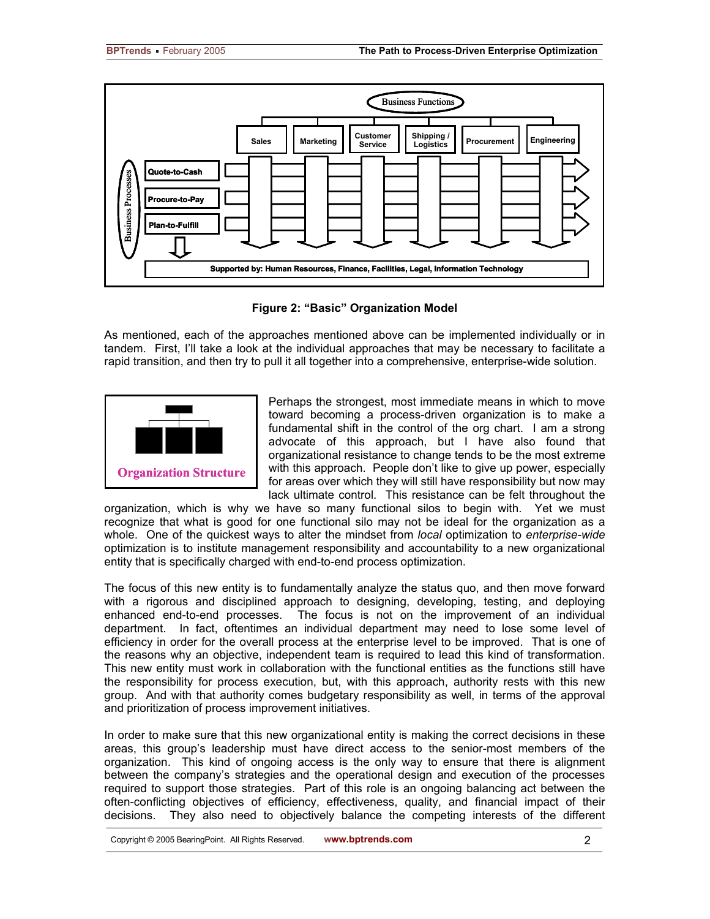Figure 2: "Basic" Organization Model

As mentioned, each of the approaches mentioned above can be implemented individually or in tandem. First, I'll take a look at the individual approaches that may be necessary to facilitate a rapid transition, and then try to pull it all together into a comprehensive, enterprise-wide solution.

Perhaps the strongest, most immediate means in which to move toward becoming a process-driven organization is to make a fundamental shift in the control of the org chart. I am a strong advocate of this approach, but I have also found that organizational resistance to change tends to be the most extreme with this approach. People don't like to give up power, especially for areas over which they will still have responsibility but now may lack ultimate control. This resistance can be felt throughout the organization, which is why we have so many functional silos to begin with. Yet we must recognize that what is good for one functional silo may not be ideal for the organization as a whole. One of the quickest ways to alter the mindset from *local* optimization to *enterprise-wide* optimization is to institute management responsibility and accountability to a new organizational entity that is specifically charged with end-to-end process optimization.

The focus of this new entity is to fundamentally analyze the status quo, and then move forward with a rigorous and disciplined approach to designing, developing, testing, and deploying enhanced end-to-end processes. The focus is not on the improvement of an individual department. In fact, oftentimes an individual department may need to lose some level of efficiency in order for the overall process at the enterprise level to be improved. That is one of the reasons why an objective, independent team is required to lead this kind of transformation. This new entity must work in collaboration with the functional entities as the functions still have the responsibility for process execution, but, with this approach, authority rests with this new group. And with that authority comes budgetary responsibility as well, in terms of the approval and prioritization of process improvement initiatives.

In order to make sure that this new organizational entity is making the correct decisions in these areas, this group's leadership must have direct access to the senior-most members of the organization. This kind of ongoing access is the only way to ensure that there is alignment between the company's strategies and the operational design and execution of the processes required to support those strategies. Part of this role is an ongoing balancing act between the often-conflicting objectives of efficiency, effectiveness, quality, and financial impact of their decisions. They also need to objectively balance the competing interests of the different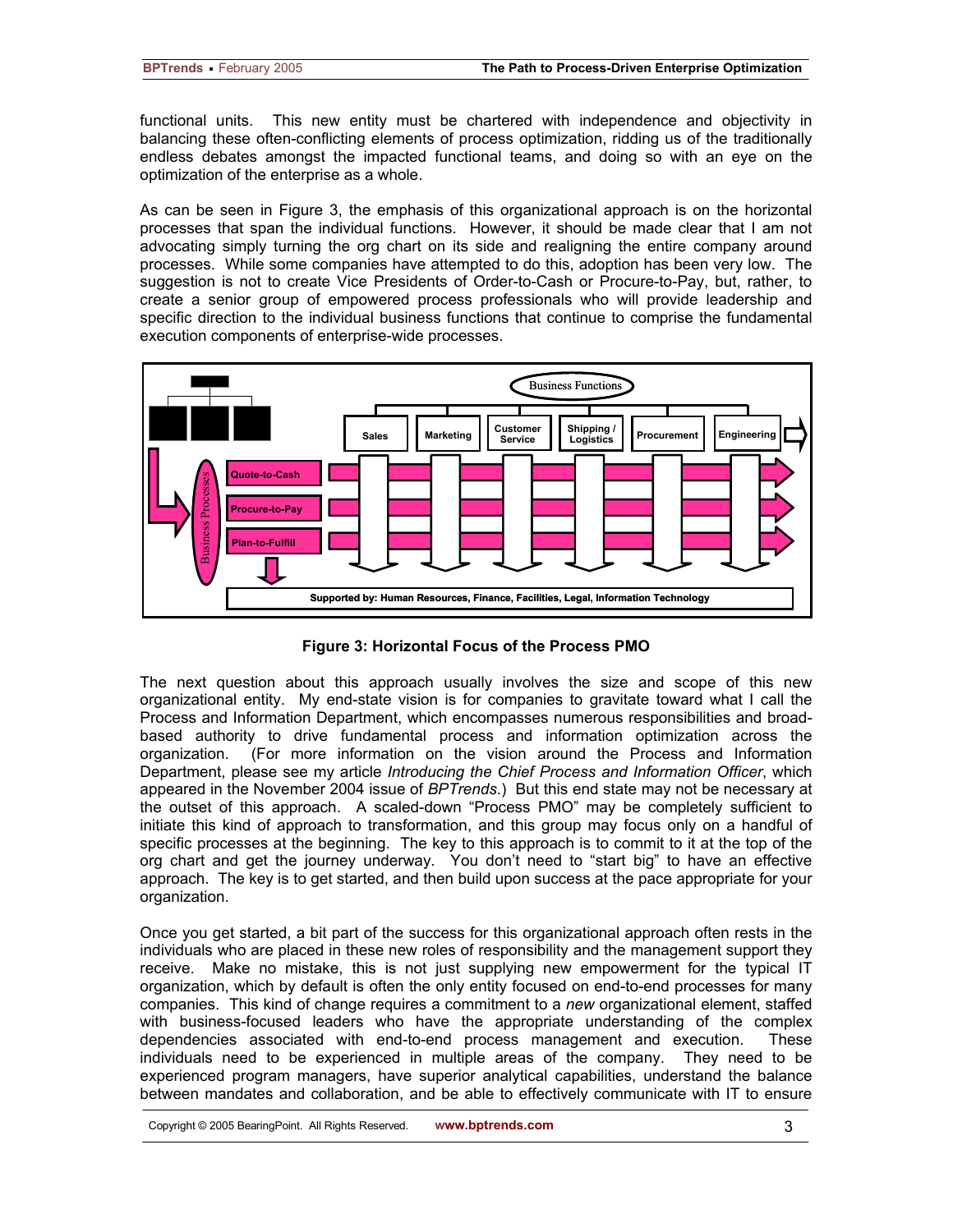functional units. This new entity must be chartered with independence and objectivity in balancing these often-conflicting elements of process optimization, ridding us of the traditionally endless debates amongst the impacted functional teams, and doing so with an eye on the optimization of the enterprise as a whole.

As can be seen in Figure 3, the emphasis of this organizational approach is on the horizontal processes that span the individual functions. However, it should be made clear that I am not advocating simply turning the org chart on its side and realigning the entire company around processes. While some companies have attempted to do this, adoption has been very low. The suggestion is not to create Vice Presidents of Order-to-Cash or Procure-to-Pay, but, rather, to create a senior group of empowered process professionals who will provide leadership and specific direction to the individual business functions that continue to comprise the fundamental execution components of enterprise-wide processes.

**Figure 3: Horizontal Focus of the Process PMO**

The next question about this approach usually involves the size and scope of this new organizational entity. My end-state vision is for companies to gravitate toward what I call the Process and Information Department, which encompasses numerous responsibilities and broad-based authority to drive fundamental process and information optimization across the organization. (For more information on the vision around the Process and Information Department, please see my article *Introducing the Chief Process and Information Officer*, which appeared in the November 2004 issue of *BPTrends*.) But this end state may not be necessary at the outset of this approach. A scaled-down "Process PMO" may be completely sufficient to initiate this kind of approach to transformation, and this group may focus only on a handful of specific processes at the beginning. The key to this approach is to commit to it at the top of the org chart and get the journey underway. You don't need to "start big" to have an effective approach. The key is to get started, and then build upon success at the pace appropriate for your organization.

Once you get started, a bit part of the success for this organizational approach often rests in the individuals who are placed in these new roles of responsibility and the management support they receive. Make no mistake, this is not just supplying new empowerment for the typical IT organization, which by default is often the only entity focused on end-to-end processes for many companies. This kind of change requires a commitment to a *new* organizational element, staffed with business-focused leaders who have the appropriate understanding of the complex dependencies associated with end-to-end process management and execution. These individuals need to be experienced in multiple areas of the company. They need to be experienced program managers, have superior analytical capabilities, understand the balance between mandates and collaboration, and be able to effectively communicate with IT to ensure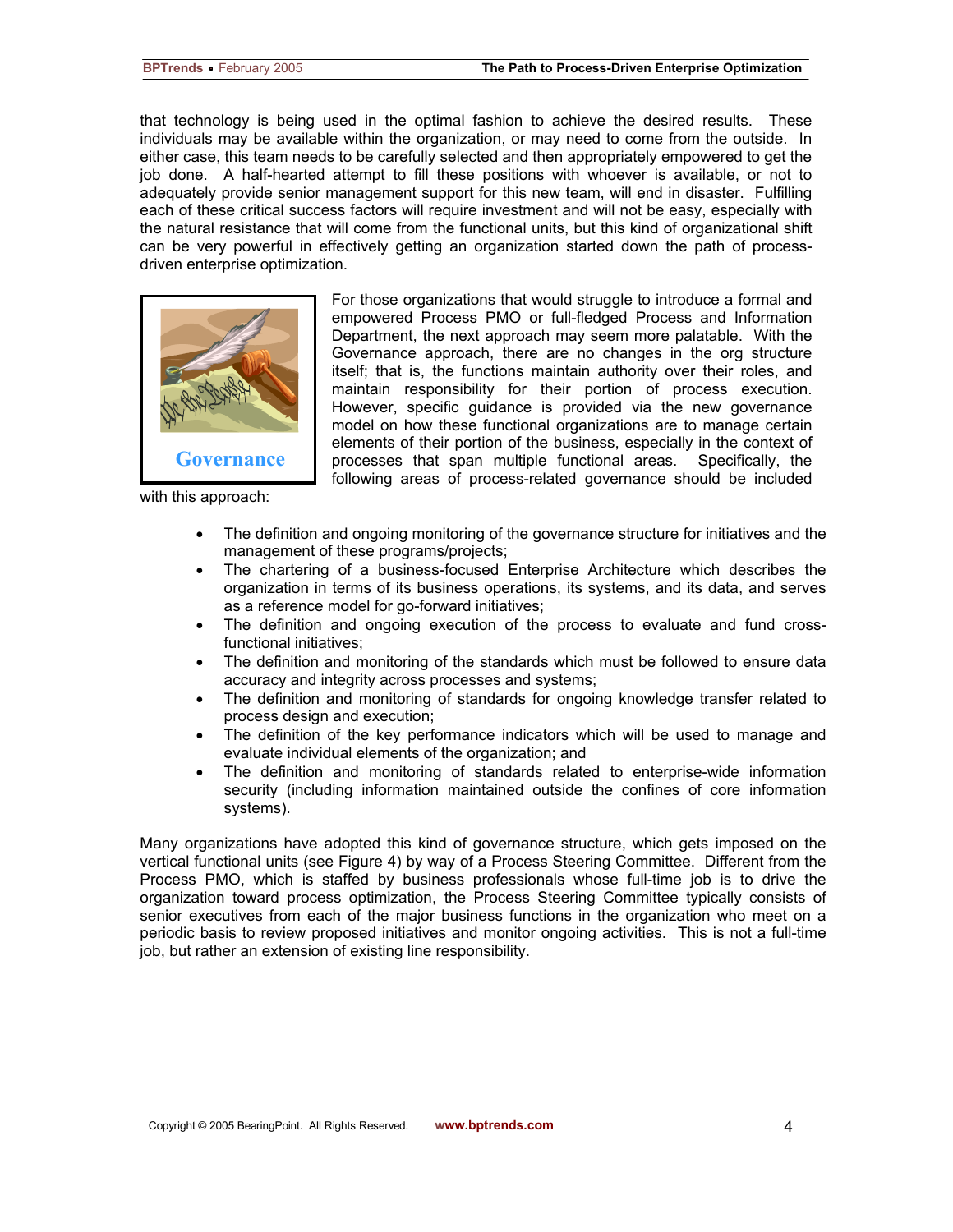that technology is being used in the optimal fashion to achieve the desired results. These individuals may be available within the organization, or may need to come from the outside. In either case, this team needs to be carefully selected and then appropriately empowered to get the job done. A half-hearted attempt to fill these positions with whoever is available, or not to adequately provide senior management support for this new team, will end in disaster. Fulfilling each of these critical success factors will require investment and will not be easy, especially with the natural resistance that will come from the functional units, but this kind of organizational shift can be very powerful in effectively getting an organization started down the path of process-driven enterprise optimization.

Governance

For those organizations that would struggle to introduce a formal and empowered Process PMO or full-fledged Process and Information Department, the next approach may seem more palatable. With the Governance approach, there are no changes in the org structure itself; that is, the functions maintain authority over their roles, and maintain responsibility for their portion of process execution. However, specific guidance is provided via the new governance model on how these functional organizations are to manage certain elements of their portion of the business, especially in the context of processes that span multiple functional areas. Specifically, the following areas of process-related governance should be included with this approach:

- The definition and ongoing monitoring of the governance structure for initiatives and the management of these programs/projects;
- The chartering of a business-focused Enterprise Architecture which describes the organization in terms of its business operations, its systems, and its data, and serves as a reference model for go-forward initiatives;
- The definition and ongoing execution of the process to evaluate and fund cross-functional initiatives;
- The definition and monitoring of the standards which must be followed to ensure data accuracy and integrity across processes and systems;
- The definition and monitoring of standards for ongoing knowledge transfer related to process design and execution;
- The definition of the key performance indicators which will be used to manage and evaluate individual elements of the organization; and
- The definition and monitoring of standards related to enterprise-wide information security (including information maintained outside the confines of core information systems).

Many organizations have adopted this kind of governance structure, which gets imposed on the vertical functional units (see Figure 4) by way of a Process Steering Committee. Different from the Process PMO, which is staffed by business professionals whose full-time job is to drive the organization toward process optimization, the Process Steering Committee typically consists of senior executives from each of the major business functions in the organization who meet on a periodic basis to review proposed initiatives and monitor ongoing activities. This is not a full-time job, but rather an extension of existing line responsibility.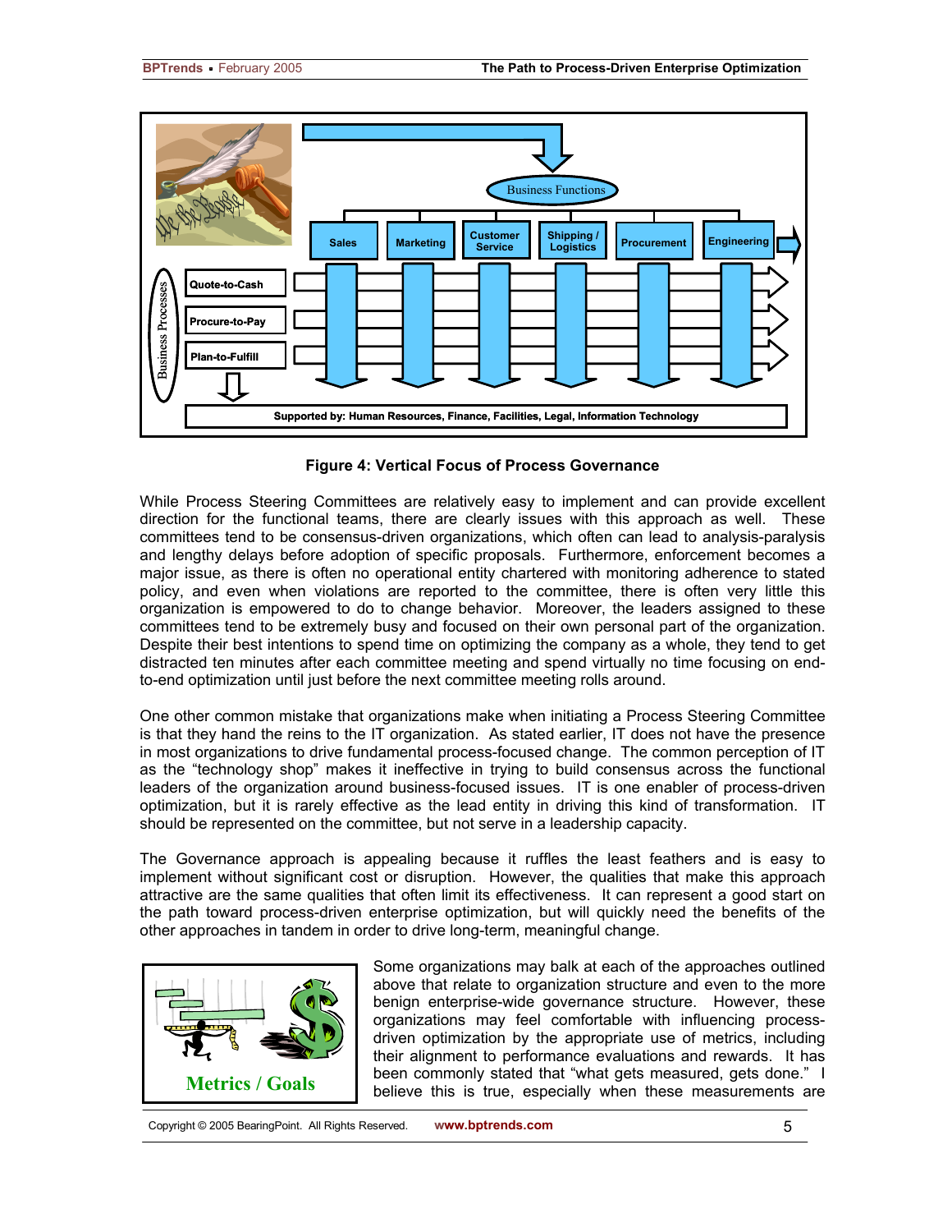**Figure 4: Vertical Focus of Process Governance**

While Process Steering Committees are relatively easy to implement and can provide excellent direction for the functional teams, there are clearly issues with this approach as well. These committees tend to be consensus-driven organizations, which often can lead to analysis-paralysis and lengthy delays before adoption of specific proposals. Furthermore, enforcement becomes a major issue, as there is often no operational entity chartered with monitoring adherence to stated policy, and even when violations are reported to the committee, there is often very little this organization is empowered to do to change behavior. Moreover, the leaders assigned to these committees tend to be extremely busy and focused on their own personal part of the organization. Despite their best intentions to spend time on optimizing the company as a whole, they tend to get distracted ten minutes after each committee meeting and spend virtually no time focusing on end-to-end optimization until just before the next committee meeting rolls around.

One other common mistake that organizations make when initiating a Process Steering Committee is that they hand the reins to the IT organization. As stated earlier, IT does not have the presence in most organizations to drive fundamental process-focused change. The common perception of IT as the "technology shop" makes it ineffective in trying to build consensus across the functional leaders of the organization around business-focused issues. IT is one enabler of process-driven optimization, but it is rarely effective as the lead entity in driving this kind of transformation. IT should be represented on the committee, but not serve in a leadership capacity.

The Governance approach is appealing because it ruffles the least feathers and is easy to implement without significant cost or disruption. However, the qualities that make this approach attractive are the same qualities that often limit its effectiveness. It can represent a good start on the path toward process-driven enterprise optimization, but will quickly need the benefits of the other approaches in tandem in order to drive long-term, meaningful change.

**Metrics / Goals**

Some organizations may balk at each of the approaches outlined above that relate to organization structure and even to the more benign enterprise-wide governance structure. However, these organizations may feel comfortable with influencing process-driven optimization by the appropriate use of metrics, including their alignment to performance evaluations and rewards. It has been commonly stated that "what gets measured, gets done." I believe this is true, especially when these measurements are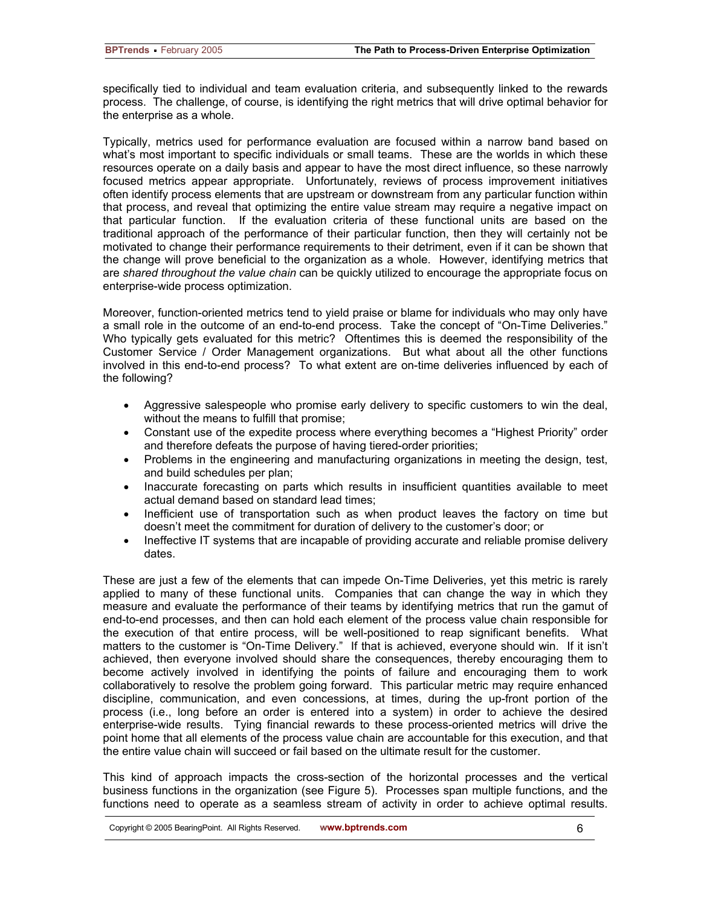specifically tied to individual and team evaluation criteria, and subsequently linked to the rewards process. The challenge, of course, is identifying the right metrics that will drive optimal behavior for the enterprise as a whole.

Typically, metrics used for performance evaluation are focused within a narrow band based on what's most important to specific individuals or small teams. These are the worlds in which these resources operate on a daily basis and appear to have the most direct influence, so these narrowly focused metrics appear appropriate. Unfortunately, reviews of process improvement initiatives often identify process elements that are upstream or downstream from any particular function within that process, and reveal that optimizing the entire value stream may require a negative impact on that particular function. If the evaluation criteria of these functional units are based on the traditional approach of the performance of their particular function, then they will certainly not be motivated to change their performance requirements to their detriment, even if it can be shown that the change will prove beneficial to the organization as a whole. However, identifying metrics that are *shared throughout the value chain* can be quickly utilized to encourage the appropriate focus on enterprise-wide process optimization.

Moreover, function-oriented metrics tend to yield praise or blame for individuals who may only have a small role in the outcome of an end-to-end process. Take the concept of "On-Time Deliveries." Who typically gets evaluated for this metric? Oftentimes this is deemed the responsibility of the Customer Service / Order Management organizations. But what about all the other functions involved in this end-to-end process? To what extent are on-time deliveries influenced by each of the following?

- Aggressive salespeople who promise early delivery to specific customers to win the deal, without the means to fulfill that promise;
- Constant use of the expedite process where everything becomes a "Highest Priority" order and therefore defeats the purpose of having tiered-order priorities;
- Problems in the engineering and manufacturing organizations in meeting the design, test, and build schedules per plan;
- Inaccurate forecasting on parts which results in insufficient quantities available to meet actual demand based on standard lead times;
- Inefficient use of transportation such as when product leaves the factory on time but doesn't meet the commitment for duration of delivery to the customer's door; or
- Ineffective IT systems that are incapable of providing accurate and reliable promise delivery dates.

These are just a few of the elements that can impede On-Time Deliveries, yet this metric is rarely applied to many of these functional units. Companies that can change the way in which they measure and evaluate the performance of their teams by identifying metrics that run the gamut of end-to-end processes, and then can hold each element of the process value chain responsible for the execution of that entire process, will be well-positioned to reap significant benefits. What matters to the customer is "On-Time Delivery." If that is achieved, everyone should win. If it isn't achieved, then everyone involved should share the consequences, thereby encouraging them to become actively involved in identifying the points of failure and encouraging them to work collaboratively to resolve the problem going forward. This particular metric may require enhanced discipline, communication, and even concessions, at times, during the up-front portion of the process (i.e., long before an order is entered into a system) in order to achieve the desired enterprise-wide results. Tying financial rewards to these process-oriented metrics will drive the point home that all elements of the process value chain are accountable for this execution, and that the entire value chain will succeed or fail based on the ultimate result for the customer.

This kind of approach impacts the cross-section of the horizontal processes and the vertical business functions in the organization (see Figure 5). Processes span multiple functions, and the functions need to operate as a seamless stream of activity in order to achieve optimal results.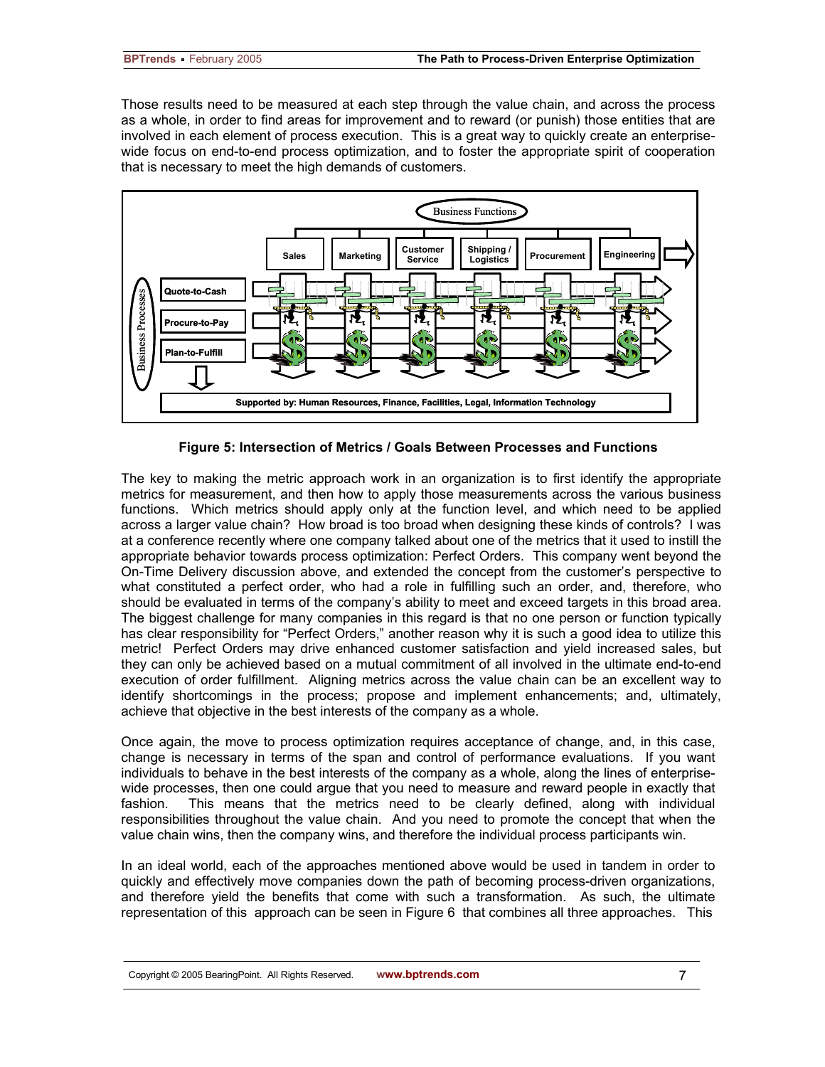Those results need to be measured at each step through the value chain, and across the process as a whole, in order to find areas for improvement and to reward (or punish) those entities that are involved in each element of process execution. This is a great way to quickly create an enterprise-wide focus on end-to-end process optimization, and to foster the appropriate spirit of cooperation that is necessary to meet the high demands of customers.

Business Functions

Sales | Marketing | Customer Service | Shipping / Logistics | Procurement | Engineering

Business Processes

Quote-to-Cash

Procure-to-Pay

Plan-to-Fulfill

Supported by: Human Resources, Finance, Facilities, Legal, Information Technology

**Figure 5: Intersection of Metrics / Goals Between Processes and Functions**

The key to making the metric approach work in an organization is to first identify the appropriate metrics for measurement, and then how to apply those measurements across the various business functions. Which metrics should apply only at the function level, and which need to be applied across a larger value chain? How broad is too broad when designing these kinds of controls? I was at a conference recently where one company talked about one of the metrics that it used to instill the appropriate behavior towards process optimization: Perfect Orders. This company went beyond the On-Time Delivery discussion above, and extended the concept from the customer's perspective to what constituted a perfect order, who had a role in fulfilling such an order, and, therefore, who should be evaluated in terms of the company's ability to meet and exceed targets in this broad area. The biggest challenge for many companies in this regard is that no one person or function typically has clear responsibility for "Perfect Orders," another reason why it is such a good idea to utilize this metric! Perfect Orders may drive enhanced customer satisfaction and yield increased sales, but they can only be achieved based on a mutual commitment of all involved in the ultimate end-to-end execution of order fulfillment. Aligning metrics across the value chain can be an excellent way to identify shortcomings in the process; propose and implement enhancements; and, ultimately, achieve that objective in the best interests of the company as a whole.

Once again, the move to process optimization requires acceptance of change, and, in this case, change is necessary in terms of the span and control of performance evaluations. If you want individuals to behave in the best interests of the company as a whole, along the lines of enterprise-wide processes, then one could argue that you need to measure and reward people in exactly that fashion. This means that the metrics need to be clearly defined, along with individual responsibilities throughout the value chain. And you need to promote the concept that when the value chain wins, then the company wins, and therefore the individual process participants win.

In an ideal world, each of the approaches mentioned above would be used in tandem in order to quickly and effectively move companies down the path of becoming process-driven organizations, and therefore yield the benefits that come with such a transformation. As such, the ultimate representation of this approach can be seen in Figure 6 that combines all three approaches. This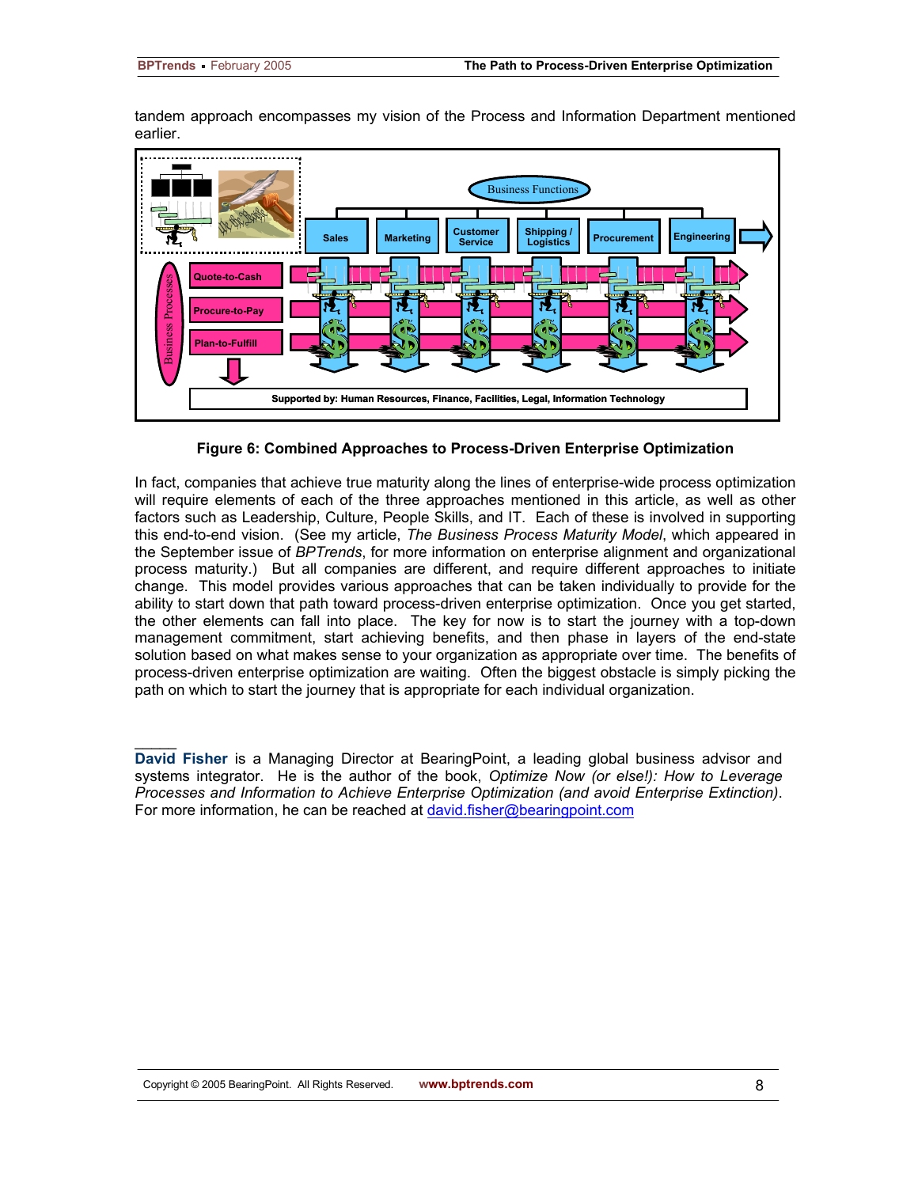tandem approach encompasses my vision of the Process and Information Department mentioned earlier.

Business Functions

Sales

Marketing

Customer Service

Shipping / Logistics

Procurement

Engineering

Business Processes

Quote-to-Cash

Procure-to-Pay

Plan-to-Fulfill

Supported by: Human Resources, Finance, Facilities, Legal, Information Technology

**Figure 6: Combined Approaches to Process-Driven Enterprise Optimization**

In fact, companies that achieve true maturity along the lines of enterprise-wide process optimization will require elements of each of the three approaches mentioned in this article, as well as other factors such as Leadership, Culture, People Skills, and IT. Each of these is involved in supporting this end-to-end vision. (See my article, *The Business Process Maturity Model*, which appeared in the September issue of *BPTrends*, for more information on enterprise alignment and organizational process maturity.) But all companies are different, and require different approaches to initiate change. This model provides various approaches that can be taken individually to provide for the ability to start down that path toward process-driven enterprise optimization. Once you get started, the other elements can fall into place. The key for now is to start the journey with a top-down management commitment, start achieving benefits, and then phase in layers of the end-state solution based on what makes sense to your organization as appropriate over time. The benefits of process-driven enterprise optimization are waiting. Often the biggest obstacle is simply picking the path on which to start the journey that is appropriate for each individual organization.

\_\_\_\_\_

**David Fisher** is a Managing Director at BearingPoint, a leading global business advisor and systems integrator. He is the author of the book, *Optimize Now (or else!): How to Leverage Processes and Information to Achieve Enterprise Optimization (and avoid Enterprise Extinction)*. For more information, he can be reached at david.fisher@bearingpoint.com